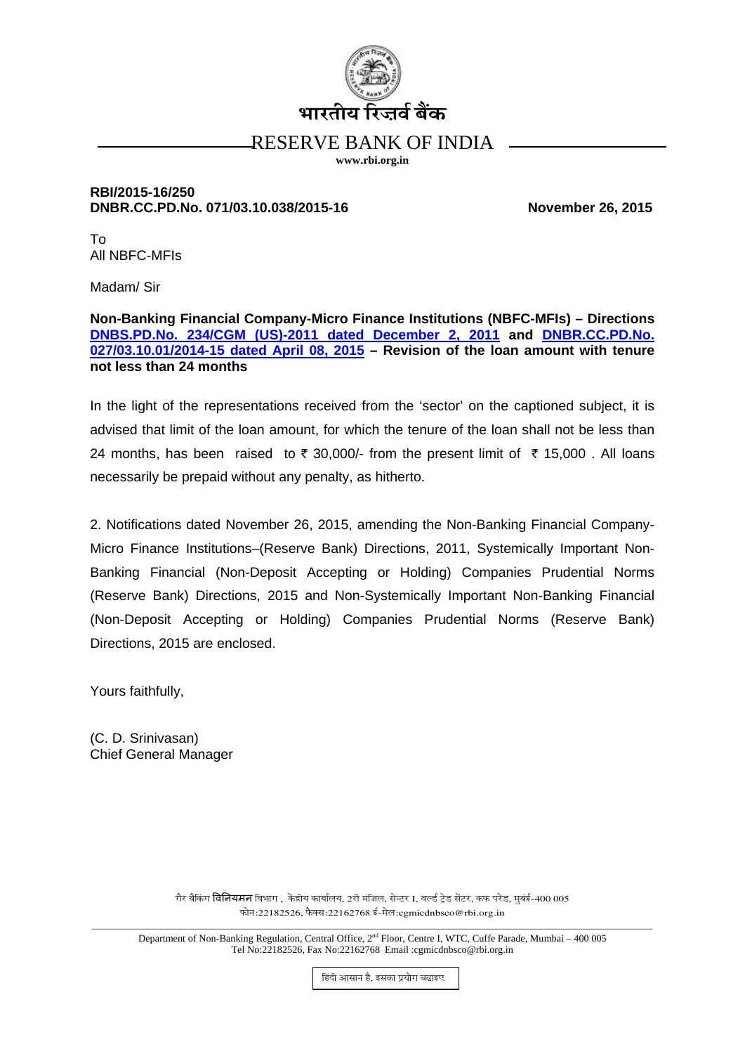भारतीय रिज़र्व बैंक

# RESERVE BANK OF INDIA

**www.rbi.org.in**

**RBI/2015-16/250**
**DNBR.CC.PD.No. 071/03.10.038/2015-16** **November 26, 2015**

To
All NBFC-MFIs

Madam/ Sir

**Non-Banking Financial Company-Micro Finance Institutions (NBFC-MFIs) – Directions DNBS.PD.No. 234/CGM (US)-2011 dated December 2, 2011 and DNBR.CC.PD.No. 027/03.10.01/2014-15 dated April 08, 2015 – Revision of the loan amount with tenure not less than 24 months**

In the light of the representations received from the 'sector' on the captioned subject, it is advised that limit of the loan amount, for which the tenure of the loan shall not be less than 24 months, has been raised to ₹ 30,000/- from the present limit of ₹ 15,000 . All loans necessarily be prepaid without any penalty, as hitherto.

2. Notifications dated November 26, 2015, amending the Non-Banking Financial Company-Micro Finance Institutions–(Reserve Bank) Directions, 2011, Systemically Important Non-Banking Financial (Non-Deposit Accepting or Holding) Companies Prudential Norms (Reserve Bank) Directions, 2015 and Non-Systemically Important Non-Banking Financial (Non-Deposit Accepting or Holding) Companies Prudential Norms (Reserve Bank) Directions, 2015 are enclosed.

Yours faithfully,

(C. D. Srinivasan)
Chief General Manager

गैर बैंकिंग **विनियमन** विभाग , केंद्रीय कार्यालय, 2री मंजिल, सेन्टर I, वर्ल्ड ट्रेड सेंटर, कफ परेड, मुबंई-400 005
फोन:22182526, फैक्स:22162768 ई-मेल:cgmicdnbsco@rbi.org.in

Department of Non-Banking Regulation, Central Office, 2nd Floor, Centre I, WTC, Cuffe Parade, Mumbai – 400 005
Tel No:22182526, Fax No:22162768 Email :cgmicdnbsco@rbi.org.in

हिंदी आसान है, इसका प्रयोग बढ़ाइए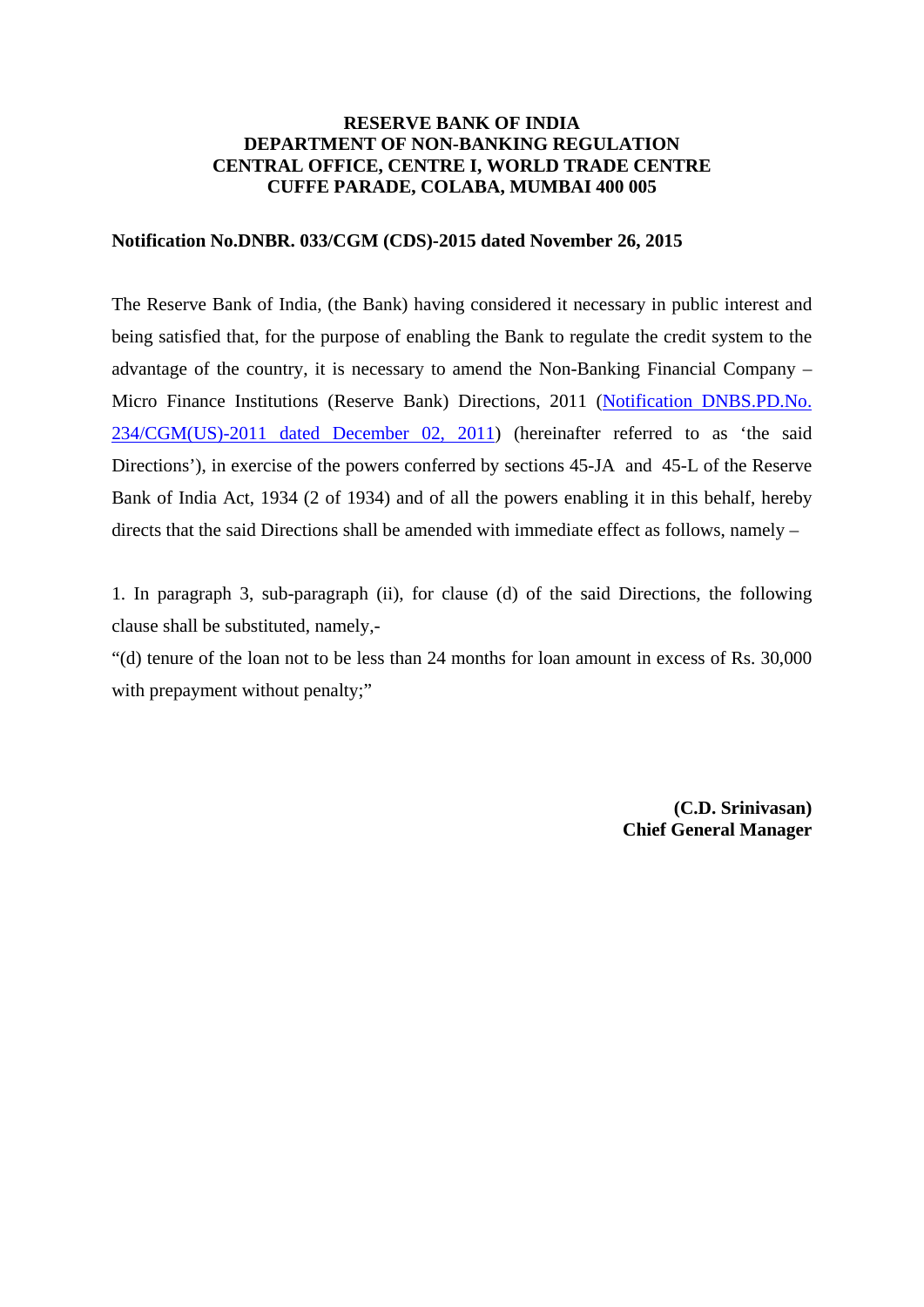**RESERVE BANK OF INDIA**
**DEPARTMENT OF NON-BANKING REGULATION**
**CENTRAL OFFICE, CENTRE I, WORLD TRADE CENTRE**
**CUFFE PARADE, COLABA, MUMBAI 400 005**

**Notification No.DNBR. 033/CGM (CDS)-2015 dated November 26, 2015**

The Reserve Bank of India, (the Bank) having considered it necessary in public interest and being satisfied that, for the purpose of enabling the Bank to regulate the credit system to the advantage of the country, it is necessary to amend the Non-Banking Financial Company – Micro Finance Institutions (Reserve Bank) Directions, 2011 (Notification DNBS.PD.No. 234/CGM(US)-2011 dated December 02, 2011) (hereinafter referred to as 'the said Directions'), in exercise of the powers conferred by sections 45-JA and 45-L of the Reserve Bank of India Act, 1934 (2 of 1934) and of all the powers enabling it in this behalf, hereby directs that the said Directions shall be amended with immediate effect as follows, namely –

1. In paragraph 3, sub-paragraph (ii), for clause (d) of the said Directions, the following clause shall be substituted, namely,-

"(d) tenure of the loan not to be less than 24 months for loan amount in excess of Rs. 30,000 with prepayment without penalty;"

**(C.D. Srinivasan)**
**Chief General Manager**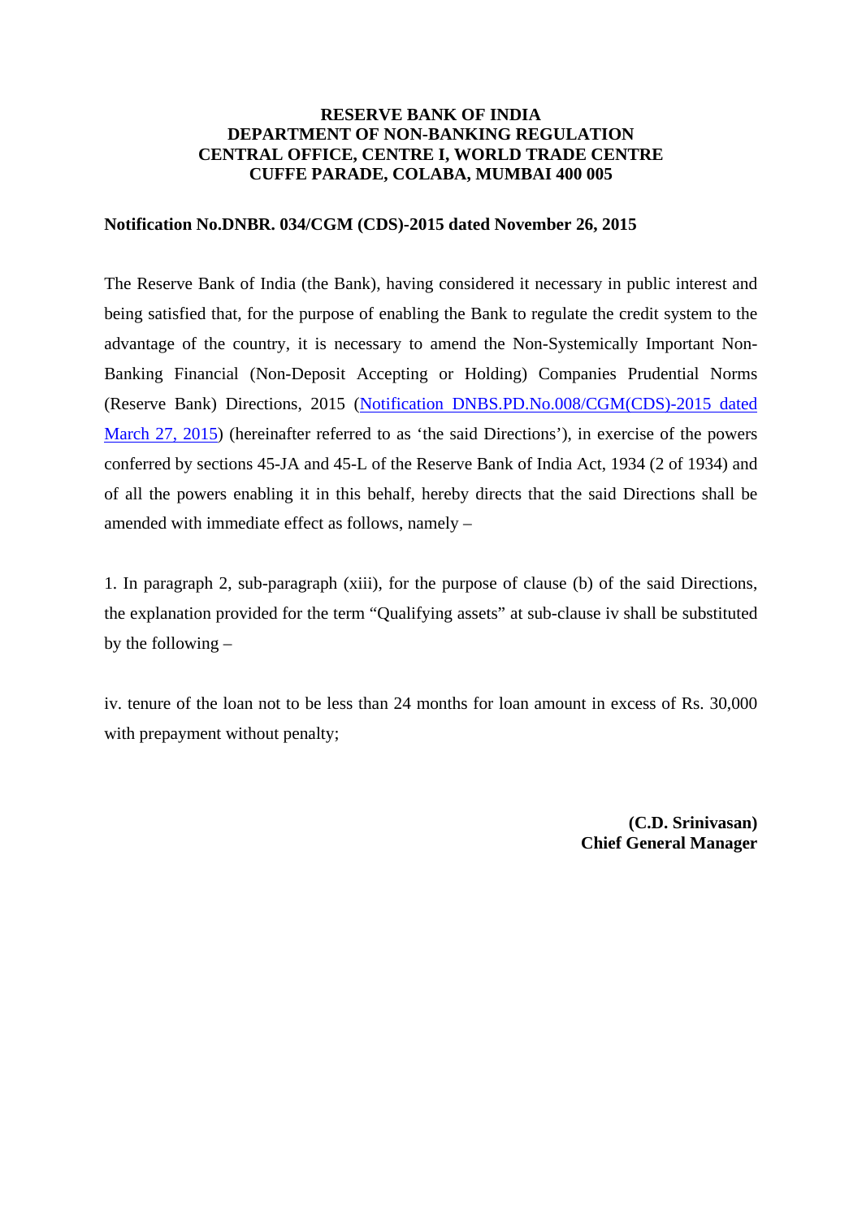**RESERVE BANK OF INDIA**
**DEPARTMENT OF NON-BANKING REGULATION**
**CENTRAL OFFICE, CENTRE I, WORLD TRADE CENTRE**
**CUFFE PARADE, COLABA, MUMBAI 400 005**

**Notification No.DNBR. 034/CGM (CDS)-2015 dated November 26, 2015**

The Reserve Bank of India (the Bank), having considered it necessary in public interest and being satisfied that, for the purpose of enabling the Bank to regulate the credit system to the advantage of the country, it is necessary to amend the Non-Systemically Important Non-Banking Financial (Non-Deposit Accepting or Holding) Companies Prudential Norms (Reserve Bank) Directions, 2015 (Notification DNBS.PD.No.008/CGM(CDS)-2015 dated March 27, 2015) (hereinafter referred to as 'the said Directions'), in exercise of the powers conferred by sections 45-JA and 45-L of the Reserve Bank of India Act, 1934 (2 of 1934) and of all the powers enabling it in this behalf, hereby directs that the said Directions shall be amended with immediate effect as follows, namely –

1. In paragraph 2, sub-paragraph (xiii), for the purpose of clause (b) of the said Directions, the explanation provided for the term "Qualifying assets" at sub-clause iv shall be substituted by the following –

iv. tenure of the loan not to be less than 24 months for loan amount in excess of Rs. 30,000 with prepayment without penalty;

**(C.D. Srinivasan)**
**Chief General Manager**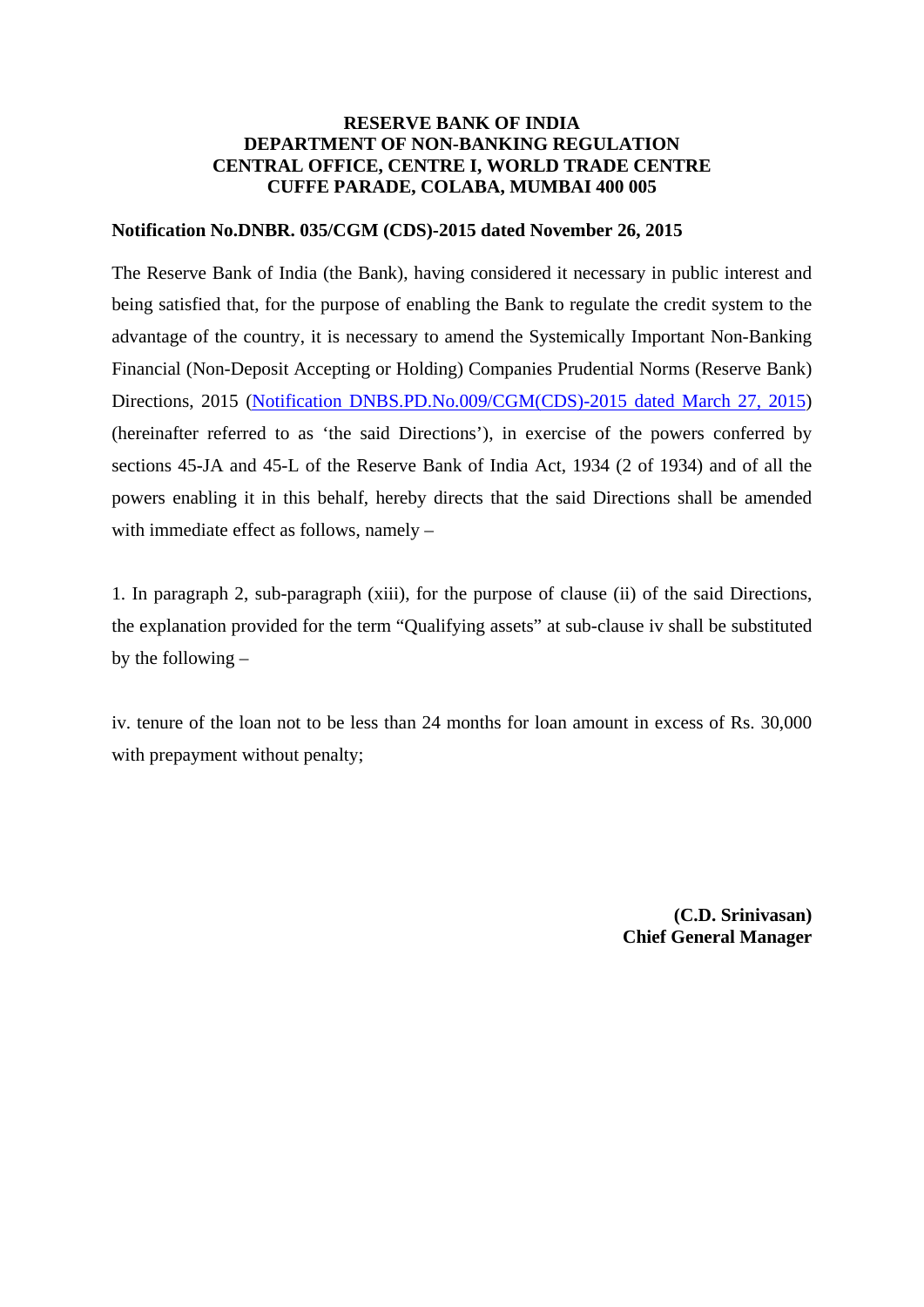**RESERVE BANK OF INDIA**
**DEPARTMENT OF NON-BANKING REGULATION**
**CENTRAL OFFICE, CENTRE I, WORLD TRADE CENTRE**
**CUFFE PARADE, COLABA, MUMBAI 400 005**

**Notification No.DNBR. 035/CGM (CDS)-2015 dated November 26, 2015**

The Reserve Bank of India (the Bank), having considered it necessary in public interest and being satisfied that, for the purpose of enabling the Bank to regulate the credit system to the advantage of the country, it is necessary to amend the Systemically Important Non-Banking Financial (Non-Deposit Accepting or Holding) Companies Prudential Norms (Reserve Bank) Directions, 2015 (Notification DNBS.PD.No.009/CGM(CDS)-2015 dated March 27, 2015) (hereinafter referred to as 'the said Directions'), in exercise of the powers conferred by sections 45-JA and 45-L of the Reserve Bank of India Act, 1934 (2 of 1934) and of all the powers enabling it in this behalf, hereby directs that the said Directions shall be amended with immediate effect as follows, namely –

1. In paragraph 2, sub-paragraph (xiii), for the purpose of clause (ii) of the said Directions, the explanation provided for the term "Qualifying assets" at sub-clause iv shall be substituted by the following –

iv. tenure of the loan not to be less than 24 months for loan amount in excess of Rs. 30,000 with prepayment without penalty;

**(C.D. Srinivasan)**
**Chief General Manager**